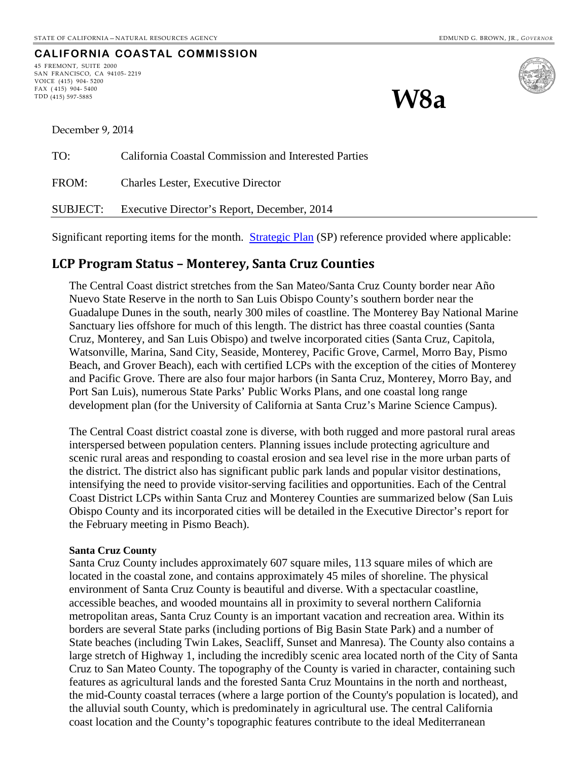STATE OF CALIFORNIA – NATURAL RESOURCES AGENCY EDMUND G. BROWN, JR., *GOVERNOR*

**CALIFORNIA COASTAL COMMISSION**

45 FREMONT, SUITE 2000
SAN FRANCISCO, CA 94105- 2219
VOICE (415) 904- 5200
FAX ( 415) 904- 5400
TDD (415) 597-5885

# W8a

December 9, 2014

TO: California Coastal Commission and Interested Parties

FROM: Charles Lester, Executive Director

SUBJECT: Executive Director's Report, December, 2014

Significant reporting items for the month. [Strategic Plan] (SP) reference provided where applicable:

## LCP Program Status – Monterey, Santa Cruz Counties

The Central Coast district stretches from the San Mateo/Santa Cruz County border near Año Nuevo State Reserve in the north to San Luis Obispo County's southern border near the Guadalupe Dunes in the south, nearly 300 miles of coastline. The Monterey Bay National Marine Sanctuary lies offshore for much of this length. The district has three coastal counties (Santa Cruz, Monterey, and San Luis Obispo) and twelve incorporated cities (Santa Cruz, Capitola, Watsonville, Marina, Sand City, Seaside, Monterey, Pacific Grove, Carmel, Morro Bay, Pismo Beach, and Grover Beach), each with certified LCPs with the exception of the cities of Monterey and Pacific Grove. There are also four major harbors (in Santa Cruz, Monterey, Morro Bay, and Port San Luis), numerous State Parks' Public Works Plans, and one coastal long range development plan (for the University of California at Santa Cruz's Marine Science Campus).

The Central Coast district coastal zone is diverse, with both rugged and more pastoral rural areas interspersed between population centers. Planning issues include protecting agriculture and scenic rural areas and responding to coastal erosion and sea level rise in the more urban parts of the district. The district also has significant public park lands and popular visitor destinations, intensifying the need to provide visitor-serving facilities and opportunities. Each of the Central Coast District LCPs within Santa Cruz and Monterey Counties are summarized below (San Luis Obispo County and its incorporated cities will be detailed in the Executive Director's report for the February meeting in Pismo Beach).

**Santa Cruz County**

Santa Cruz County includes approximately 607 square miles, 113 square miles of which are located in the coastal zone, and contains approximately 45 miles of shoreline. The physical environment of Santa Cruz County is beautiful and diverse. With a spectacular coastline, accessible beaches, and wooded mountains all in proximity to several northern California metropolitan areas, Santa Cruz County is an important vacation and recreation area. Within its borders are several State parks (including portions of Big Basin State Park) and a number of State beaches (including Twin Lakes, Seacliff, Sunset and Manresa). The County also contains a large stretch of Highway 1, including the incredibly scenic area located north of the City of Santa Cruz to San Mateo County. The topography of the County is varied in character, containing such features as agricultural lands and the forested Santa Cruz Mountains in the north and northeast, the mid-County coastal terraces (where a large portion of the County's population is located), and the alluvial south County, which is predominately in agricultural use. The central California coast location and the County's topographic features contribute to the ideal Mediterranean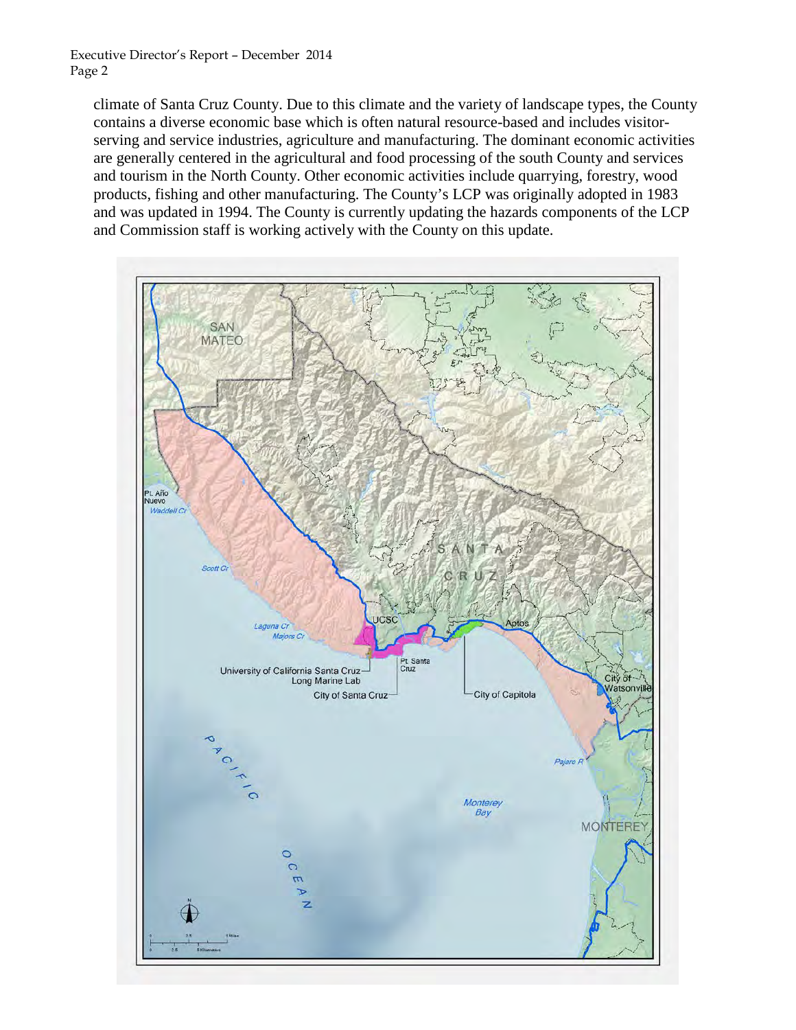climate of Santa Cruz County. Due to this climate and the variety of landscape types, the County contains a diverse economic base which is often natural resource-based and includes visitor-serving and service industries, agriculture and manufacturing. The dominant economic activities are generally centered in the agricultural and food processing of the south County and services and tourism in the North County. Other economic activities include quarrying, forestry, wood products, fishing and other manufacturing. The County's LCP was originally adopted in 1983 and was updated in 1994. The County is currently updating the hazards components of the LCP and Commission staff is working actively with the County on this update.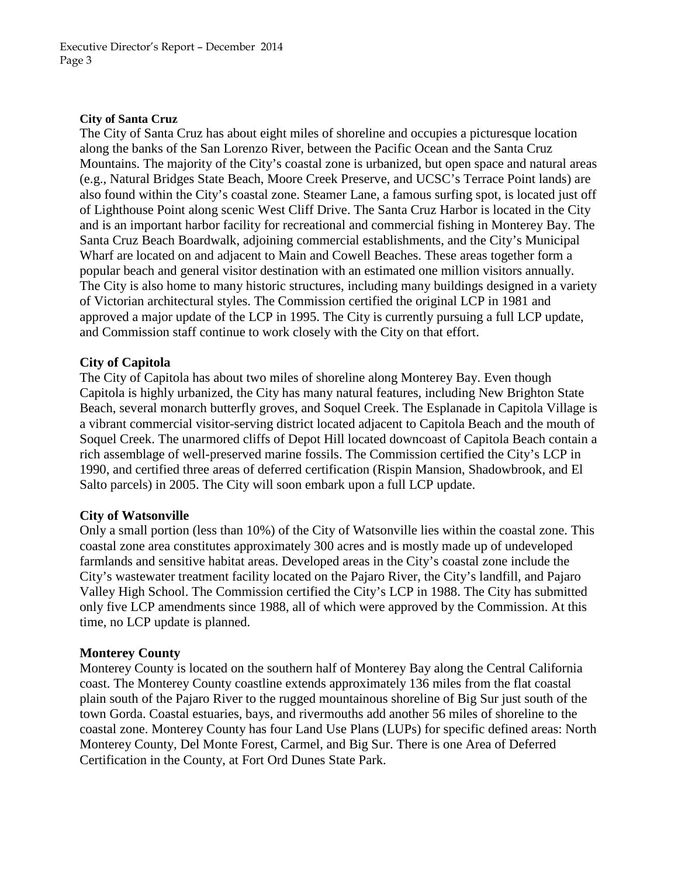**City of Santa Cruz**

The City of Santa Cruz has about eight miles of shoreline and occupies a picturesque location along the banks of the San Lorenzo River, between the Pacific Ocean and the Santa Cruz Mountains. The majority of the City's coastal zone is urbanized, but open space and natural areas (e.g., Natural Bridges State Beach, Moore Creek Preserve, and UCSC's Terrace Point lands) are also found within the City's coastal zone. Steamer Lane, a famous surfing spot, is located just off of Lighthouse Point along scenic West Cliff Drive. The Santa Cruz Harbor is located in the City and is an important harbor facility for recreational and commercial fishing in Monterey Bay. The Santa Cruz Beach Boardwalk, adjoining commercial establishments, and the City's Municipal Wharf are located on and adjacent to Main and Cowell Beaches. These areas together form a popular beach and general visitor destination with an estimated one million visitors annually. The City is also home to many historic structures, including many buildings designed in a variety of Victorian architectural styles. The Commission certified the original LCP in 1981 and approved a major update of the LCP in 1995. The City is currently pursuing a full LCP update, and Commission staff continue to work closely with the City on that effort.

**City of Capitola**

The City of Capitola has about two miles of shoreline along Monterey Bay. Even though Capitola is highly urbanized, the City has many natural features, including New Brighton State Beach, several monarch butterfly groves, and Soquel Creek. The Esplanade in Capitola Village is a vibrant commercial visitor-serving district located adjacent to Capitola Beach and the mouth of Soquel Creek. The unarmored cliffs of Depot Hill located downcoast of Capitola Beach contain a rich assemblage of well-preserved marine fossils. The Commission certified the City's LCP in 1990, and certified three areas of deferred certification (Rispin Mansion, Shadowbrook, and El Salto parcels) in 2005. The City will soon embark upon a full LCP update.

**City of Watsonville**

Only a small portion (less than 10%) of the City of Watsonville lies within the coastal zone. This coastal zone area constitutes approximately 300 acres and is mostly made up of undeveloped farmlands and sensitive habitat areas. Developed areas in the City's coastal zone include the City's wastewater treatment facility located on the Pajaro River, the City's landfill, and Pajaro Valley High School. The Commission certified the City's LCP in 1988. The City has submitted only five LCP amendments since 1988, all of which were approved by the Commission. At this time, no LCP update is planned.

**Monterey County**

Monterey County is located on the southern half of Monterey Bay along the Central California coast. The Monterey County coastline extends approximately 136 miles from the flat coastal plain south of the Pajaro River to the rugged mountainous shoreline of Big Sur just south of the town Gorda. Coastal estuaries, bays, and rivermouths add another 56 miles of shoreline to the coastal zone. Monterey County has four Land Use Plans (LUPs) for specific defined areas: North Monterey County, Del Monte Forest, Carmel, and Big Sur. There is one Area of Deferred Certification in the County, at Fort Ord Dunes State Park.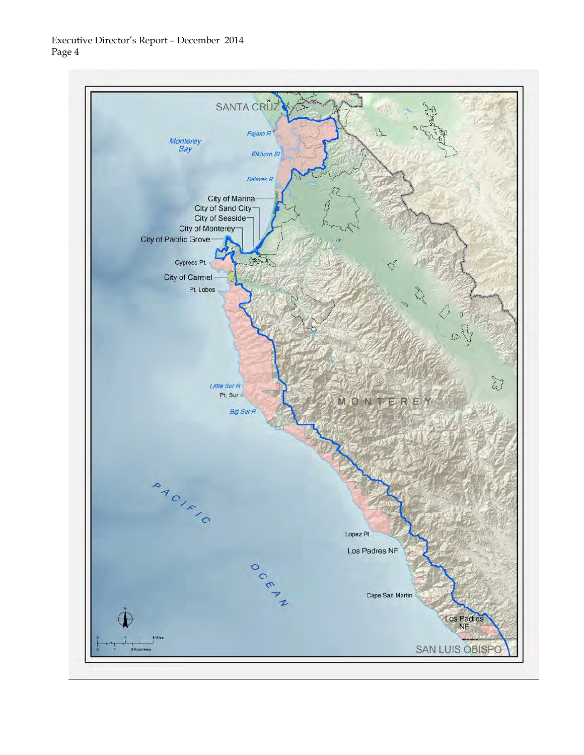SANTA CRUZ

Monterey Bay

Pajaro R

Elkhorn Sl

Salinas R

City of Marina

City of Sand City

City of Seaside

City of Monterey

City of Pacific Grove

Cypress Pt.

City of Carmel

Pt. Lobos

Little Sur R

Pt. Sur

Big Sur R

MONTEREY

PACIFIC OCEAN

Lopez Pt.

Los Padres NF

Cape San Martin

Los Padres NF

SAN LUIS OBISPO

0 4 8 Miles

0 4 8 Kilometers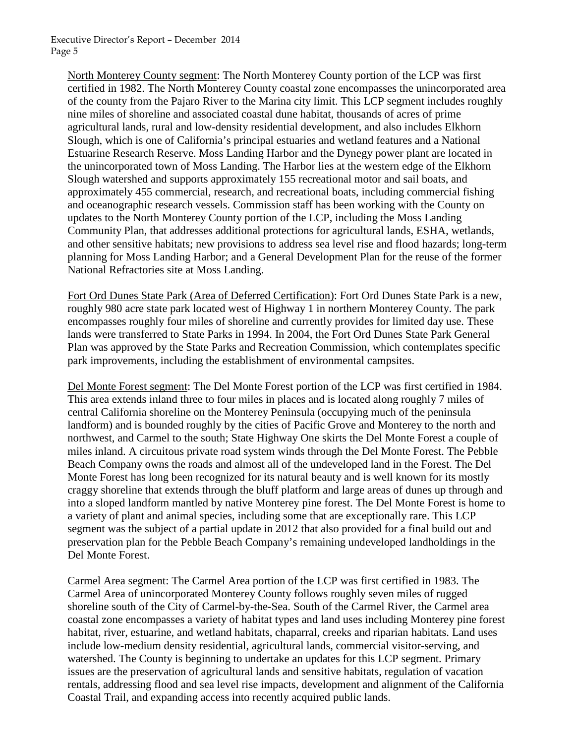North Monterey County segment: The North Monterey County portion of the LCP was first certified in 1982. The North Monterey County coastal zone encompasses the unincorporated area of the county from the Pajaro River to the Marina city limit. This LCP segment includes roughly nine miles of shoreline and associated coastal dune habitat, thousands of acres of prime agricultural lands, rural and low-density residential development, and also includes Elkhorn Slough, which is one of California's principal estuaries and wetland features and a National Estuarine Research Reserve. Moss Landing Harbor and the Dynegy power plant are located in the unincorporated town of Moss Landing. The Harbor lies at the western edge of the Elkhorn Slough watershed and supports approximately 155 recreational motor and sail boats, and approximately 455 commercial, research, and recreational boats, including commercial fishing and oceanographic research vessels. Commission staff has been working with the County on updates to the North Monterey County portion of the LCP, including the Moss Landing Community Plan, that addresses additional protections for agricultural lands, ESHA, wetlands, and other sensitive habitats; new provisions to address sea level rise and flood hazards; long-term planning for Moss Landing Harbor; and a General Development Plan for the reuse of the former National Refractories site at Moss Landing.

Fort Ord Dunes State Park (Area of Deferred Certification): Fort Ord Dunes State Park is a new, roughly 980 acre state park located west of Highway 1 in northern Monterey County. The park encompasses roughly four miles of shoreline and currently provides for limited day use. These lands were transferred to State Parks in 1994. In 2004, the Fort Ord Dunes State Park General Plan was approved by the State Parks and Recreation Commission, which contemplates specific park improvements, including the establishment of environmental campsites.

Del Monte Forest segment: The Del Monte Forest portion of the LCP was first certified in 1984. This area extends inland three to four miles in places and is located along roughly 7 miles of central California shoreline on the Monterey Peninsula (occupying much of the peninsula landform) and is bounded roughly by the cities of Pacific Grove and Monterey to the north and northwest, and Carmel to the south; State Highway One skirts the Del Monte Forest a couple of miles inland. A circuitous private road system winds through the Del Monte Forest. The Pebble Beach Company owns the roads and almost all of the undeveloped land in the Forest. The Del Monte Forest has long been recognized for its natural beauty and is well known for its mostly craggy shoreline that extends through the bluff platform and large areas of dunes up through and into a sloped landform mantled by native Monterey pine forest. The Del Monte Forest is home to a variety of plant and animal species, including some that are exceptionally rare. This LCP segment was the subject of a partial update in 2012 that also provided for a final build out and preservation plan for the Pebble Beach Company's remaining undeveloped landholdings in the Del Monte Forest.

Carmel Area segment: The Carmel Area portion of the LCP was first certified in 1983. The Carmel Area of unincorporated Monterey County follows roughly seven miles of rugged shoreline south of the City of Carmel-by-the-Sea. South of the Carmel River, the Carmel area coastal zone encompasses a variety of habitat types and land uses including Monterey pine forest habitat, river, estuarine, and wetland habitats, chaparral, creeks and riparian habitats. Land uses include low-medium density residential, agricultural lands, commercial visitor-serving, and watershed. The County is beginning to undertake an updates for this LCP segment. Primary issues are the preservation of agricultural lands and sensitive habitats, regulation of vacation rentals, addressing flood and sea level rise impacts, development and alignment of the California Coastal Trail, and expanding access into recently acquired public lands.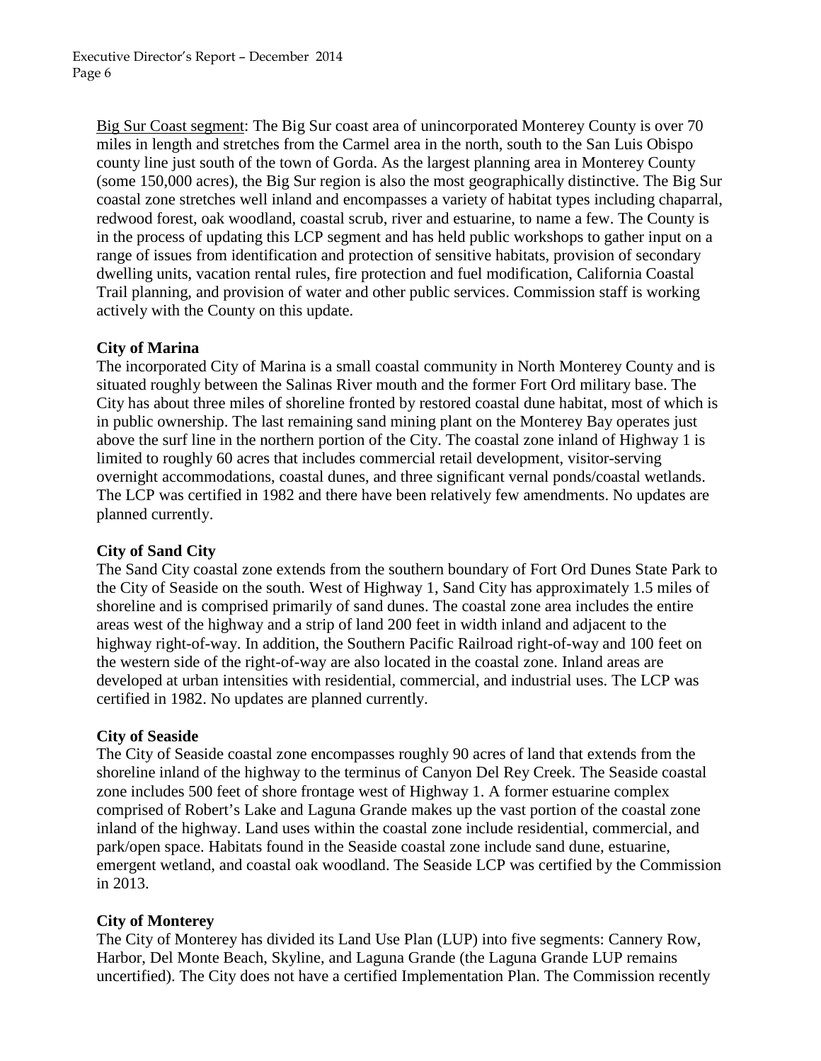Big Sur Coast segment: The Big Sur coast area of unincorporated Monterey County is over 70 miles in length and stretches from the Carmel area in the north, south to the San Luis Obispo county line just south of the town of Gorda. As the largest planning area in Monterey County (some 150,000 acres), the Big Sur region is also the most geographically distinctive. The Big Sur coastal zone stretches well inland and encompasses a variety of habitat types including chaparral, redwood forest, oak woodland, coastal scrub, river and estuarine, to name a few. The County is in the process of updating this LCP segment and has held public workshops to gather input on a range of issues from identification and protection of sensitive habitats, provision of secondary dwelling units, vacation rental rules, fire protection and fuel modification, California Coastal Trail planning, and provision of water and other public services. Commission staff is working actively with the County on this update.

**City of Marina**

The incorporated City of Marina is a small coastal community in North Monterey County and is situated roughly between the Salinas River mouth and the former Fort Ord military base. The City has about three miles of shoreline fronted by restored coastal dune habitat, most of which is in public ownership. The last remaining sand mining plant on the Monterey Bay operates just above the surf line in the northern portion of the City. The coastal zone inland of Highway 1 is limited to roughly 60 acres that includes commercial retail development, visitor-serving overnight accommodations, coastal dunes, and three significant vernal ponds/coastal wetlands. The LCP was certified in 1982 and there have been relatively few amendments. No updates are planned currently.

**City of Sand City**

The Sand City coastal zone extends from the southern boundary of Fort Ord Dunes State Park to the City of Seaside on the south. West of Highway 1, Sand City has approximately 1.5 miles of shoreline and is comprised primarily of sand dunes. The coastal zone area includes the entire areas west of the highway and a strip of land 200 feet in width inland and adjacent to the highway right-of-way. In addition, the Southern Pacific Railroad right-of-way and 100 feet on the western side of the right-of-way are also located in the coastal zone. Inland areas are developed at urban intensities with residential, commercial, and industrial uses. The LCP was certified in 1982. No updates are planned currently.

**City of Seaside**

The City of Seaside coastal zone encompasses roughly 90 acres of land that extends from the shoreline inland of the highway to the terminus of Canyon Del Rey Creek. The Seaside coastal zone includes 500 feet of shore frontage west of Highway 1. A former estuarine complex comprised of Robert's Lake and Laguna Grande makes up the vast portion of the coastal zone inland of the highway. Land uses within the coastal zone include residential, commercial, and park/open space. Habitats found in the Seaside coastal zone include sand dune, estuarine, emergent wetland, and coastal oak woodland. The Seaside LCP was certified by the Commission in 2013.

**City of Monterey**

The City of Monterey has divided its Land Use Plan (LUP) into five segments: Cannery Row, Harbor, Del Monte Beach, Skyline, and Laguna Grande (the Laguna Grande LUP remains uncertified). The City does not have a certified Implementation Plan. The Commission recently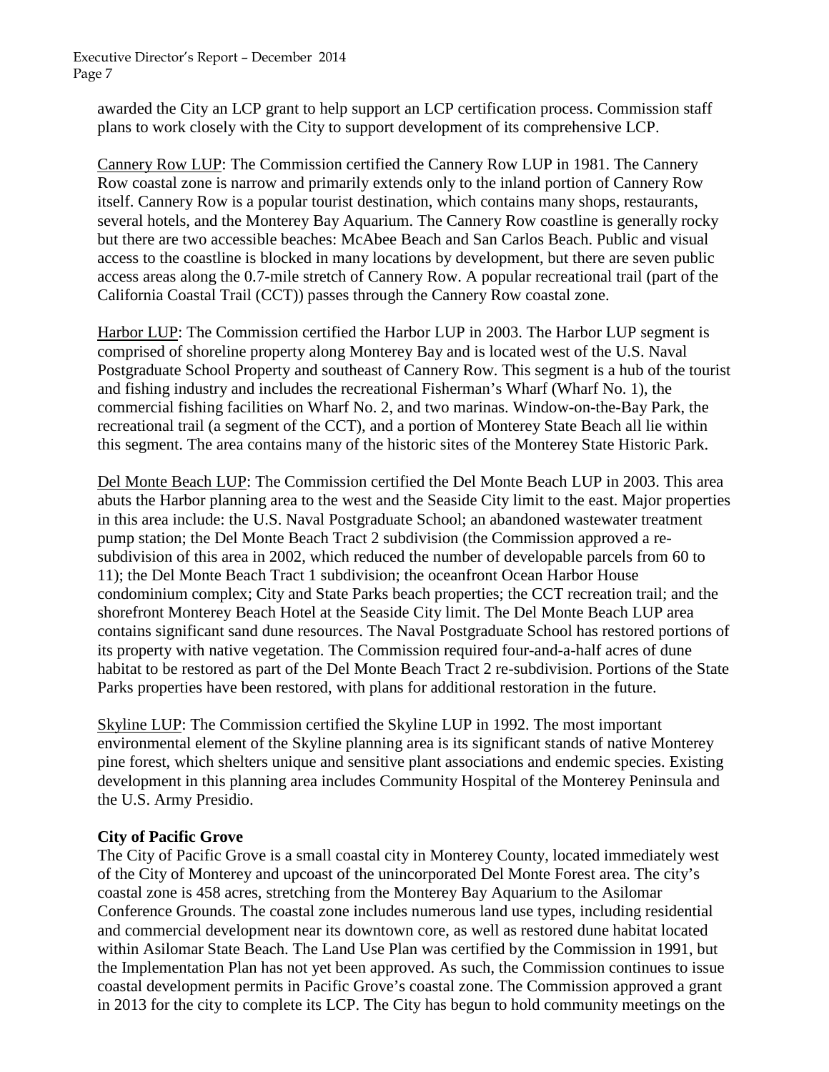awarded the City an LCP grant to help support an LCP certification process. Commission staff plans to work closely with the City to support development of its comprehensive LCP.

Cannery Row LUP: The Commission certified the Cannery Row LUP in 1981. The Cannery Row coastal zone is narrow and primarily extends only to the inland portion of Cannery Row itself. Cannery Row is a popular tourist destination, which contains many shops, restaurants, several hotels, and the Monterey Bay Aquarium. The Cannery Row coastline is generally rocky but there are two accessible beaches: McAbee Beach and San Carlos Beach. Public and visual access to the coastline is blocked in many locations by development, but there are seven public access areas along the 0.7-mile stretch of Cannery Row. A popular recreational trail (part of the California Coastal Trail (CCT)) passes through the Cannery Row coastal zone.

Harbor LUP: The Commission certified the Harbor LUP in 2003. The Harbor LUP segment is comprised of shoreline property along Monterey Bay and is located west of the U.S. Naval Postgraduate School Property and southeast of Cannery Row. This segment is a hub of the tourist and fishing industry and includes the recreational Fisherman's Wharf (Wharf No. 1), the commercial fishing facilities on Wharf No. 2, and two marinas. Window-on-the-Bay Park, the recreational trail (a segment of the CCT), and a portion of Monterey State Beach all lie within this segment. The area contains many of the historic sites of the Monterey State Historic Park.

Del Monte Beach LUP: The Commission certified the Del Monte Beach LUP in 2003. This area abuts the Harbor planning area to the west and the Seaside City limit to the east. Major properties in this area include: the U.S. Naval Postgraduate School; an abandoned wastewater treatment pump station; the Del Monte Beach Tract 2 subdivision (the Commission approved a re-subdivision of this area in 2002, which reduced the number of developable parcels from 60 to 11); the Del Monte Beach Tract 1 subdivision; the oceanfront Ocean Harbor House condominium complex; City and State Parks beach properties; the CCT recreation trail; and the shorefront Monterey Beach Hotel at the Seaside City limit. The Del Monte Beach LUP area contains significant sand dune resources. The Naval Postgraduate School has restored portions of its property with native vegetation. The Commission required four-and-a-half acres of dune habitat to be restored as part of the Del Monte Beach Tract 2 re-subdivision. Portions of the State Parks properties have been restored, with plans for additional restoration in the future.

Skyline LUP: The Commission certified the Skyline LUP in 1992. The most important environmental element of the Skyline planning area is its significant stands of native Monterey pine forest, which shelters unique and sensitive plant associations and endemic species. Existing development in this planning area includes Community Hospital of the Monterey Peninsula and the U.S. Army Presidio.

**City of Pacific Grove**

The City of Pacific Grove is a small coastal city in Monterey County, located immediately west of the City of Monterey and upcoast of the unincorporated Del Monte Forest area. The city's coastal zone is 458 acres, stretching from the Monterey Bay Aquarium to the Asilomar Conference Grounds. The coastal zone includes numerous land use types, including residential and commercial development near its downtown core, as well as restored dune habitat located within Asilomar State Beach. The Land Use Plan was certified by the Commission in 1991, but the Implementation Plan has not yet been approved. As such, the Commission continues to issue coastal development permits in Pacific Grove's coastal zone. The Commission approved a grant in 2013 for the city to complete its LCP. The City has begun to hold community meetings on the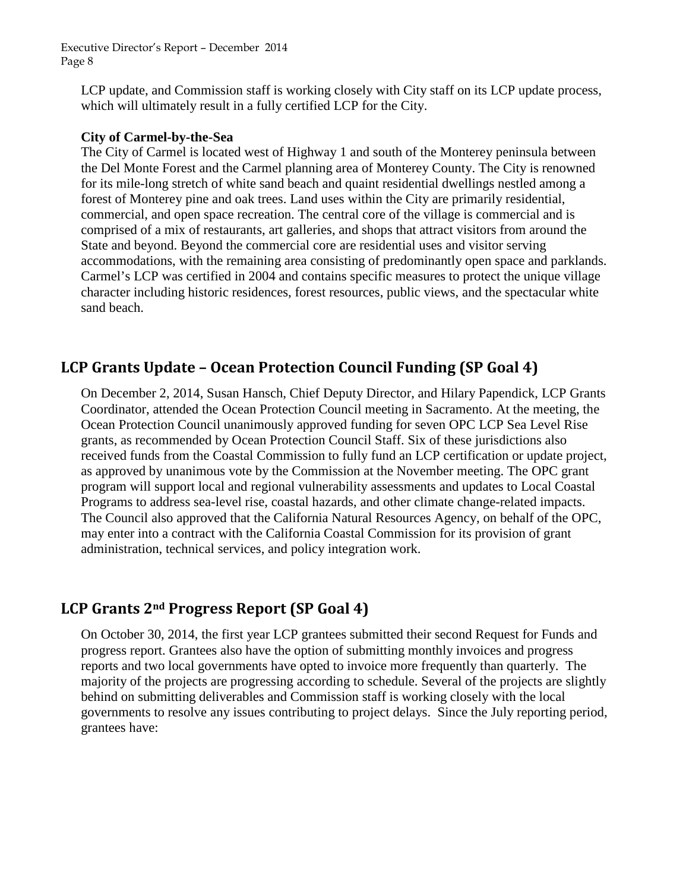LCP update, and Commission staff is working closely with City staff on its LCP update process, which will ultimately result in a fully certified LCP for the City.

**City of Carmel-by-the-Sea**

The City of Carmel is located west of Highway 1 and south of the Monterey peninsula between the Del Monte Forest and the Carmel planning area of Monterey County. The City is renowned for its mile-long stretch of white sand beach and quaint residential dwellings nestled among a forest of Monterey pine and oak trees. Land uses within the City are primarily residential, commercial, and open space recreation. The central core of the village is commercial and is comprised of a mix of restaurants, art galleries, and shops that attract visitors from around the State and beyond. Beyond the commercial core are residential uses and visitor serving accommodations, with the remaining area consisting of predominantly open space and parklands. Carmel's LCP was certified in 2004 and contains specific measures to protect the unique village character including historic residences, forest resources, public views, and the spectacular white sand beach.

## LCP Grants Update – Ocean Protection Council Funding (SP Goal 4)

On December 2, 2014, Susan Hansch, Chief Deputy Director, and Hilary Papendick, LCP Grants Coordinator, attended the Ocean Protection Council meeting in Sacramento. At the meeting, the Ocean Protection Council unanimously approved funding for seven OPC LCP Sea Level Rise grants, as recommended by Ocean Protection Council Staff. Six of these jurisdictions also received funds from the Coastal Commission to fully fund an LCP certification or update project, as approved by unanimous vote by the Commission at the November meeting. The OPC grant program will support local and regional vulnerability assessments and updates to Local Coastal Programs to address sea-level rise, coastal hazards, and other climate change-related impacts. The Council also approved that the California Natural Resources Agency, on behalf of the OPC, may enter into a contract with the California Coastal Commission for its provision of grant administration, technical services, and policy integration work.

## LCP Grants 2nd Progress Report (SP Goal 4)

On October 30, 2014, the first year LCP grantees submitted their second Request for Funds and progress report. Grantees also have the option of submitting monthly invoices and progress reports and two local governments have opted to invoice more frequently than quarterly. The majority of the projects are progressing according to schedule. Several of the projects are slightly behind on submitting deliverables and Commission staff is working closely with the local governments to resolve any issues contributing to project delays. Since the July reporting period, grantees have: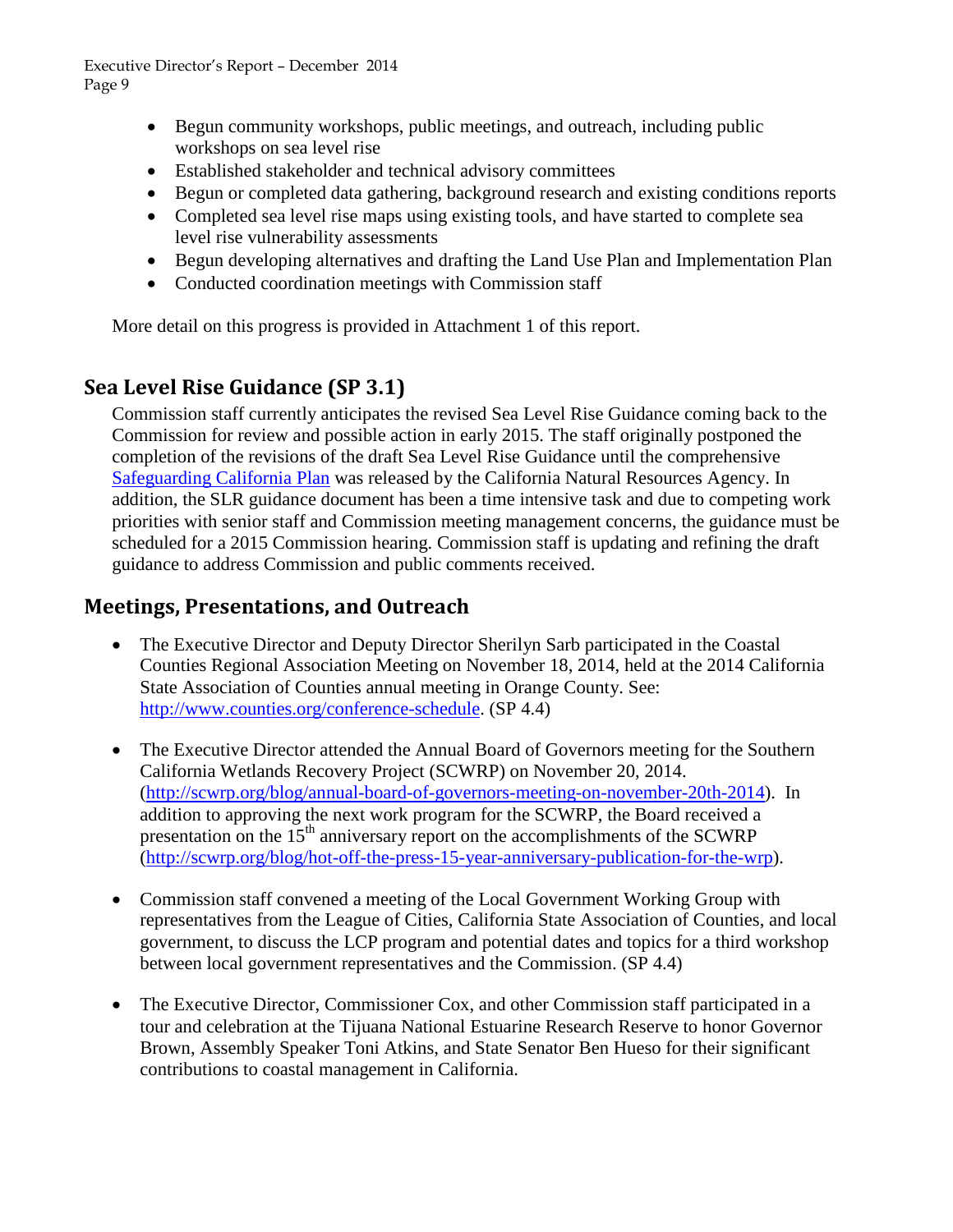- Begun community workshops, public meetings, and outreach, including public workshops on sea level rise
- Established stakeholder and technical advisory committees
- Begun or completed data gathering, background research and existing conditions reports
- Completed sea level rise maps using existing tools, and have started to complete sea level rise vulnerability assessments
- Begun developing alternatives and drafting the Land Use Plan and Implementation Plan
- Conducted coordination meetings with Commission staff

More detail on this progress is provided in Attachment 1 of this report.

## Sea Level Rise Guidance (SP 3.1)

Commission staff currently anticipates the revised Sea Level Rise Guidance coming back to the Commission for review and possible action in early 2015. The staff originally postponed the completion of the revisions of the draft Sea Level Rise Guidance until the comprehensive Safeguarding California Plan was released by the California Natural Resources Agency. In addition, the SLR guidance document has been a time intensive task and due to competing work priorities with senior staff and Commission meeting management concerns, the guidance must be scheduled for a 2015 Commission hearing. Commission staff is updating and refining the draft guidance to address Commission and public comments received.

## Meetings, Presentations, and Outreach

- The Executive Director and Deputy Director Sherilyn Sarb participated in the Coastal Counties Regional Association Meeting on November 18, 2014, held at the 2014 California State Association of Counties annual meeting in Orange County. See: http://www.counties.org/conference-schedule. (SP 4.4)

- The Executive Director attended the Annual Board of Governors meeting for the Southern California Wetlands Recovery Project (SCWRP) on November 20, 2014. (http://scwrp.org/blog/annual-board-of-governors-meeting-on-november-20th-2014). In addition to approving the next work program for the SCWRP, the Board received a presentation on the 15th anniversary report on the accomplishments of the SCWRP (http://scwrp.org/blog/hot-off-the-press-15-year-anniversary-publication-for-the-wrp).

- Commission staff convened a meeting of the Local Government Working Group with representatives from the League of Cities, California State Association of Counties, and local government, to discuss the LCP program and potential dates and topics for a third workshop between local government representatives and the Commission. (SP 4.4)

- The Executive Director, Commissioner Cox, and other Commission staff participated in a tour and celebration at the Tijuana National Estuarine Research Reserve to honor Governor Brown, Assembly Speaker Toni Atkins, and State Senator Ben Hueso for their significant contributions to coastal management in California.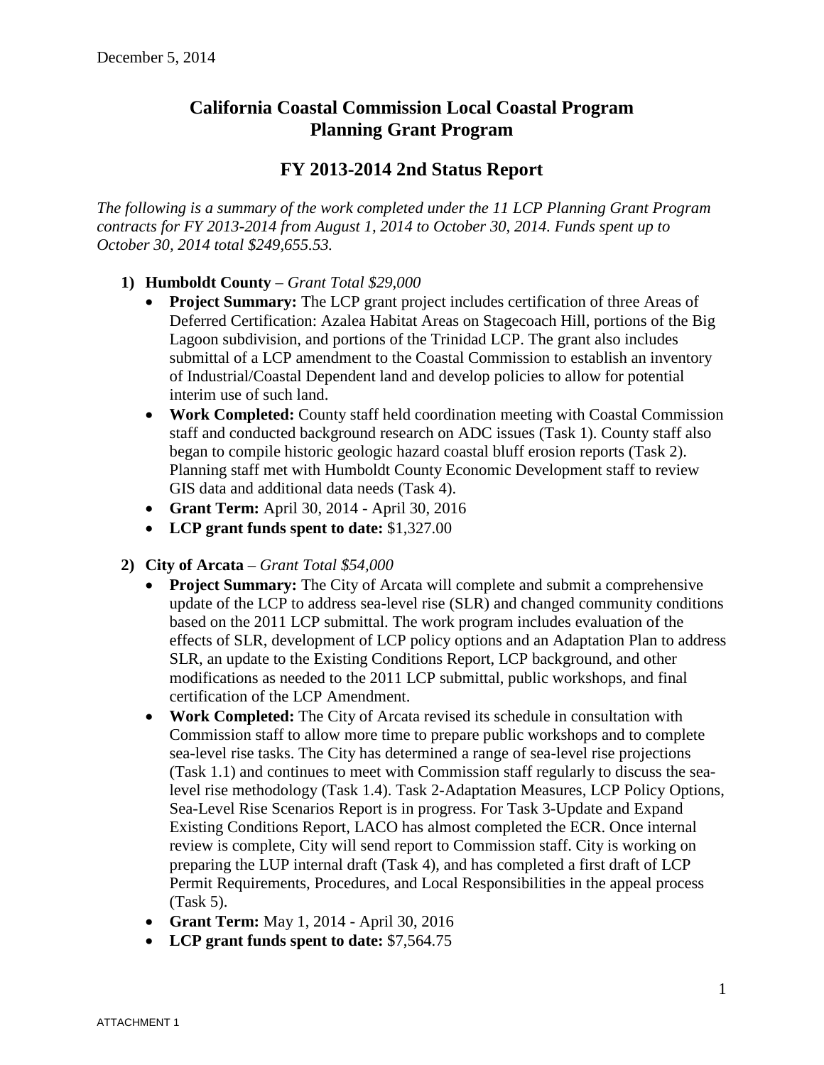December 5, 2014

# California Coastal Commission Local Coastal Program Planning Grant Program

## FY 2013-2014 2nd Status Report

*The following is a summary of the work completed under the 11 LCP Planning Grant Program contracts for FY 2013-2014 from August 1, 2014 to October 30, 2014. Funds spent up to October 30, 2014 total $249,655.53.*

1) **Humboldt County** – *Grant Total $29,000*
    - **Project Summary:** The LCP grant project includes certification of three Areas of Deferred Certification: Azalea Habitat Areas on Stagecoach Hill, portions of the Big Lagoon subdivision, and portions of the Trinidad LCP. The grant also includes submittal of a LCP amendment to the Coastal Commission to establish an inventory of Industrial/Coastal Dependent land and develop policies to allow for potential interim use of such land.
    - **Work Completed:** County staff held coordination meeting with Coastal Commission staff and conducted background research on ADC issues (Task 1). County staff also began to compile historic geologic hazard coastal bluff erosion reports (Task 2). Planning staff met with Humboldt County Economic Development staff to review GIS data and additional data needs (Task 4).
    - **Grant Term:** April 30, 2014 - April 30, 2016
    - **LCP grant funds spent to date:** $1,327.00

2) **City of Arcata** – *Grant Total $54,000*
    - **Project Summary:** The City of Arcata will complete and submit a comprehensive update of the LCP to address sea-level rise (SLR) and changed community conditions based on the 2011 LCP submittal. The work program includes evaluation of the effects of SLR, development of LCP policy options and an Adaptation Plan to address SLR, an update to the Existing Conditions Report, LCP background, and other modifications as needed to the 2011 LCP submittal, public workshops, and final certification of the LCP Amendment.
    - **Work Completed:** The City of Arcata revised its schedule in consultation with Commission staff to allow more time to prepare public workshops and to complete sea-level rise tasks. The City has determined a range of sea-level rise projections (Task 1.1) and continues to meet with Commission staff regularly to discuss the sea-level rise methodology (Task 1.4). Task 2-Adaptation Measures, LCP Policy Options, Sea-Level Rise Scenarios Report is in progress. For Task 3-Update and Expand Existing Conditions Report, LACO has almost completed the ECR. Once internal review is complete, City will send report to Commission staff. City is working on preparing the LUP internal draft (Task 4), and has completed a first draft of LCP Permit Requirements, Procedures, and Local Responsibilities in the appeal process (Task 5).
    - **Grant Term:** May 1, 2014 - April 30, 2016
    - **LCP grant funds spent to date:** $7,564.75

ATTACHMENT 1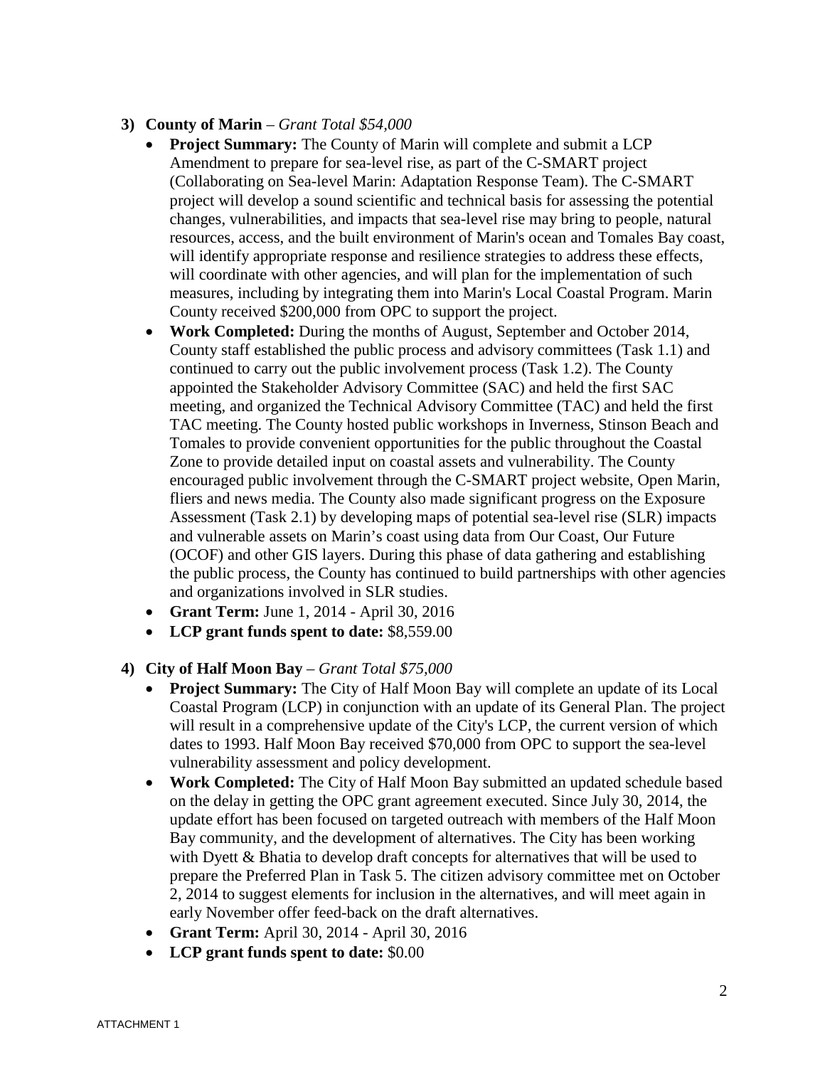3) **County of Marin** – *Grant Total $54,000*
   - **Project Summary:** The County of Marin will complete and submit a LCP Amendment to prepare for sea-level rise, as part of the C-SMART project (Collaborating on Sea-level Marin: Adaptation Response Team). The C-SMART project will develop a sound scientific and technical basis for assessing the potential changes, vulnerabilities, and impacts that sea-level rise may bring to people, natural resources, access, and the built environment of Marin's ocean and Tomales Bay coast, will identify appropriate response and resilience strategies to address these effects, will coordinate with other agencies, and will plan for the implementation of such measures, including by integrating them into Marin's Local Coastal Program. Marin County received $200,000 from OPC to support the project.
   - **Work Completed:** During the months of August, September and October 2014, County staff established the public process and advisory committees (Task 1.1) and continued to carry out the public involvement process (Task 1.2). The County appointed the Stakeholder Advisory Committee (SAC) and held the first SAC meeting, and organized the Technical Advisory Committee (TAC) and held the first TAC meeting. The County hosted public workshops in Inverness, Stinson Beach and Tomales to provide convenient opportunities for the public throughout the Coastal Zone to provide detailed input on coastal assets and vulnerability. The County encouraged public involvement through the C-SMART project website, Open Marin, fliers and news media. The County also made significant progress on the Exposure Assessment (Task 2.1) by developing maps of potential sea-level rise (SLR) impacts and vulnerable assets on Marin's coast using data from Our Coast, Our Future (OCOF) and other GIS layers. During this phase of data gathering and establishing the public process, the County has continued to build partnerships with other agencies and organizations involved in SLR studies.
   - **Grant Term:** June 1, 2014 - April 30, 2016
   - **LCP grant funds spent to date:** $8,559.00

4) **City of Half Moon Bay** – *Grant Total $75,000*
   - **Project Summary:** The City of Half Moon Bay will complete an update of its Local Coastal Program (LCP) in conjunction with an update of its General Plan. The project will result in a comprehensive update of the City's LCP, the current version of which dates to 1993. Half Moon Bay received $70,000 from OPC to support the sea-level vulnerability assessment and policy development.
   - **Work Completed:** The City of Half Moon Bay submitted an updated schedule based on the delay in getting the OPC grant agreement executed. Since July 30, 2014, the update effort has been focused on targeted outreach with members of the Half Moon Bay community, and the development of alternatives. The City has been working with Dyett & Bhatia to develop draft concepts for alternatives that will be used to prepare the Preferred Plan in Task 5. The citizen advisory committee met on October 2, 2014 to suggest elements for inclusion in the alternatives, and will meet again in early November offer feed-back on the draft alternatives.
   - **Grant Term:** April 30, 2014 - April 30, 2016
   - **LCP grant funds spent to date:** $0.00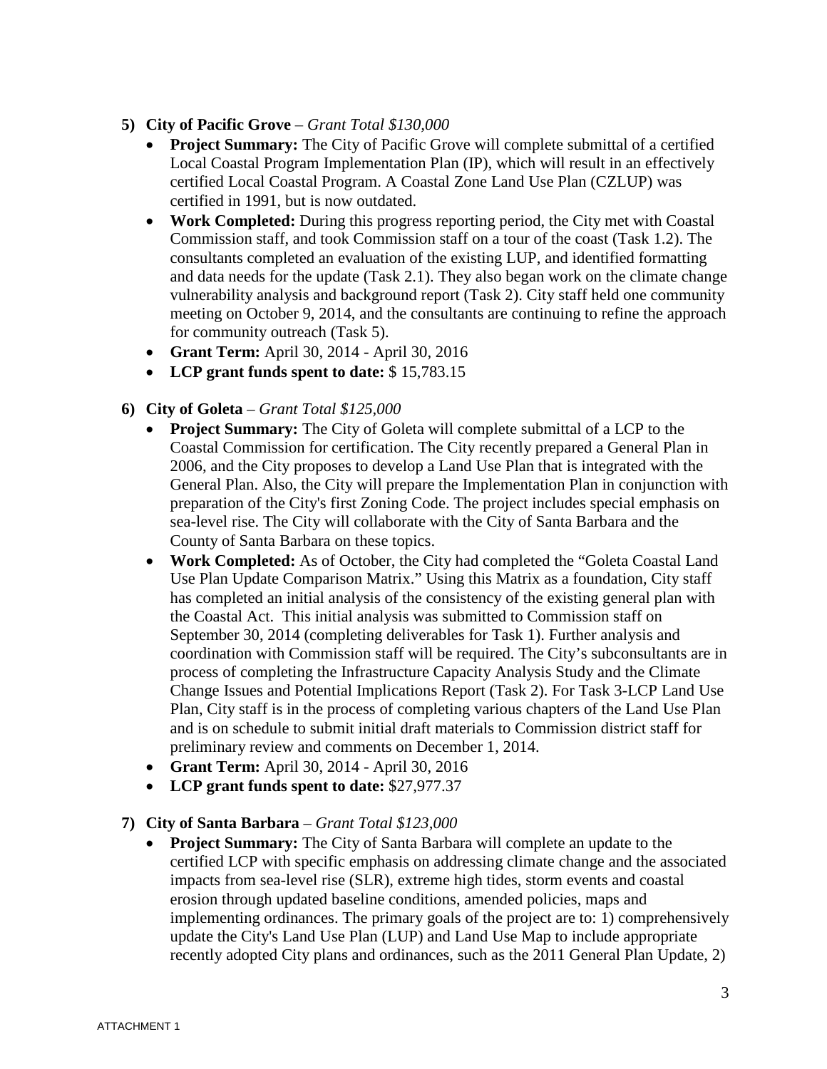5) **City of Pacific Grove** – *Grant Total $130,000*
   - **Project Summary:** The City of Pacific Grove will complete submittal of a certified Local Coastal Program Implementation Plan (IP), which will result in an effectively certified Local Coastal Program. A Coastal Zone Land Use Plan (CZLUP) was certified in 1991, but is now outdated.
   - **Work Completed:** During this progress reporting period, the City met with Coastal Commission staff, and took Commission staff on a tour of the coast (Task 1.2). The consultants completed an evaluation of the existing LUP, and identified formatting and data needs for the update (Task 2.1). They also began work on the climate change vulnerability analysis and background report (Task 2). City staff held one community meeting on October 9, 2014, and the consultants are continuing to refine the approach for community outreach (Task 5).
   - **Grant Term:** April 30, 2014 - April 30, 2016
   - **LCP grant funds spent to date:** $ 15,783.15

6) **City of Goleta** – *Grant Total $125,000*
   - **Project Summary:** The City of Goleta will complete submittal of a LCP to the Coastal Commission for certification. The City recently prepared a General Plan in 2006, and the City proposes to develop a Land Use Plan that is integrated with the General Plan. Also, the City will prepare the Implementation Plan in conjunction with preparation of the City's first Zoning Code. The project includes special emphasis on sea-level rise. The City will collaborate with the City of Santa Barbara and the County of Santa Barbara on these topics.
   - **Work Completed:** As of October, the City had completed the "Goleta Coastal Land Use Plan Update Comparison Matrix." Using this Matrix as a foundation, City staff has completed an initial analysis of the consistency of the existing general plan with the Coastal Act. This initial analysis was submitted to Commission staff on September 30, 2014 (completing deliverables for Task 1). Further analysis and coordination with Commission staff will be required. The City's subconsultants are in process of completing the Infrastructure Capacity Analysis Study and the Climate Change Issues and Potential Implications Report (Task 2). For Task 3-LCP Land Use Plan, City staff is in the process of completing various chapters of the Land Use Plan and is on schedule to submit initial draft materials to Commission district staff for preliminary review and comments on December 1, 2014.
   - **Grant Term:** April 30, 2014 - April 30, 2016
   - **LCP grant funds spent to date:** $27,977.37

7) **City of Santa Barbara** – *Grant Total $123,000*
   - **Project Summary:** The City of Santa Barbara will complete an update to the certified LCP with specific emphasis on addressing climate change and the associated impacts from sea-level rise (SLR), extreme high tides, storm events and coastal erosion through updated baseline conditions, amended policies, maps and implementing ordinances. The primary goals of the project are to: 1) comprehensively update the City's Land Use Plan (LUP) and Land Use Map to include appropriate recently adopted City plans and ordinances, such as the 2011 General Plan Update, 2)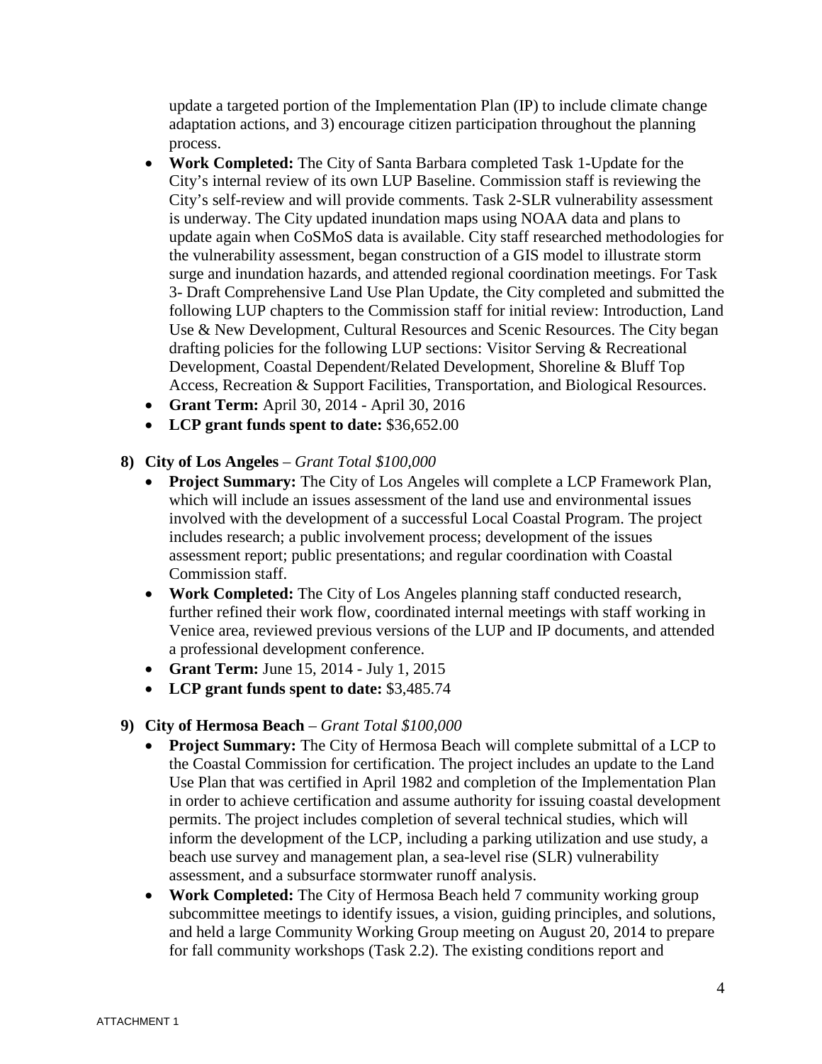update a targeted portion of the Implementation Plan (IP) to include climate change adaptation actions, and 3) encourage citizen participation throughout the planning process.

- **Work Completed:** The City of Santa Barbara completed Task 1-Update for the City's internal review of its own LUP Baseline. Commission staff is reviewing the City's self-review and will provide comments. Task 2-SLR vulnerability assessment is underway. The City updated inundation maps using NOAA data and plans to update again when CoSMoS data is available. City staff researched methodologies for the vulnerability assessment, began construction of a GIS model to illustrate storm surge and inundation hazards, and attended regional coordination meetings. For Task 3- Draft Comprehensive Land Use Plan Update, the City completed and submitted the following LUP chapters to the Commission staff for initial review: Introduction, Land Use & New Development, Cultural Resources and Scenic Resources. The City began drafting policies for the following LUP sections: Visitor Serving & Recreational Development, Coastal Dependent/Related Development, Shoreline & Bluff Top Access, Recreation & Support Facilities, Transportation, and Biological Resources.
- **Grant Term:** April 30, 2014 - April 30, 2016
- **LCP grant funds spent to date:** $36,652.00

**8) City of Los Angeles** – *Grant Total $100,000*

- **Project Summary:** The City of Los Angeles will complete a LCP Framework Plan, which will include an issues assessment of the land use and environmental issues involved with the development of a successful Local Coastal Program. The project includes research; a public involvement process; development of the issues assessment report; public presentations; and regular coordination with Coastal Commission staff.
- **Work Completed:** The City of Los Angeles planning staff conducted research, further refined their work flow, coordinated internal meetings with staff working in Venice area, reviewed previous versions of the LUP and IP documents, and attended a professional development conference.
- **Grant Term:** June 15, 2014 - July 1, 2015
- **LCP grant funds spent to date:** $3,485.74

**9) City of Hermosa Beach** – *Grant Total $100,000*

- **Project Summary:** The City of Hermosa Beach will complete submittal of a LCP to the Coastal Commission for certification. The project includes an update to the Land Use Plan that was certified in April 1982 and completion of the Implementation Plan in order to achieve certification and assume authority for issuing coastal development permits. The project includes completion of several technical studies, which will inform the development of the LCP, including a parking utilization and use study, a beach use survey and management plan, a sea-level rise (SLR) vulnerability assessment, and a subsurface stormwater runoff analysis.
- **Work Completed:** The City of Hermosa Beach held 7 community working group subcommittee meetings to identify issues, a vision, guiding principles, and solutions, and held a large Community Working Group meeting on August 20, 2014 to prepare for fall community workshops (Task 2.2). The existing conditions report and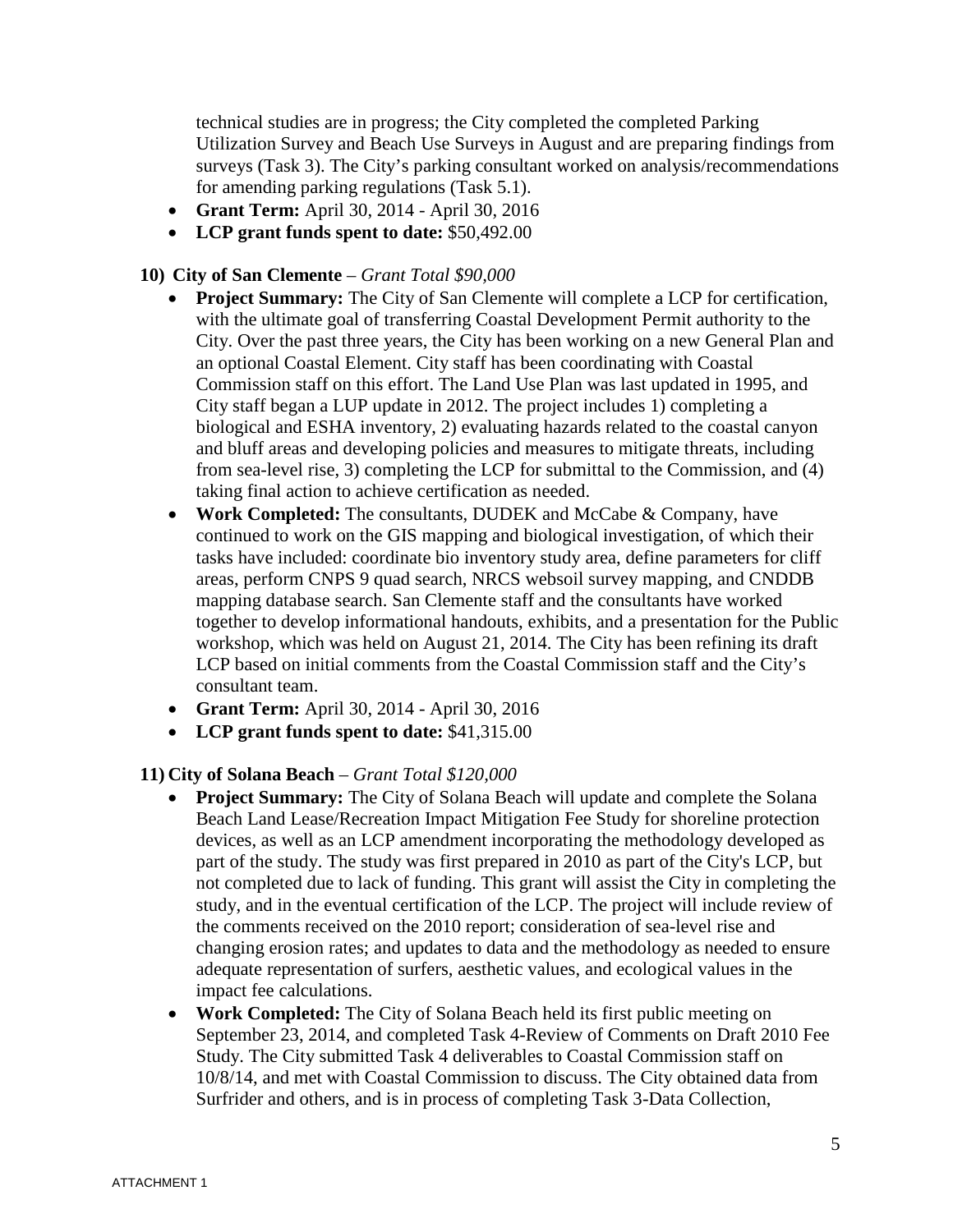technical studies are in progress; the City completed the completed Parking Utilization Survey and Beach Use Surveys in August and are preparing findings from surveys (Task 3). The City's parking consultant worked on analysis/recommendations for amending parking regulations (Task 5.1).

- **Grant Term:** April 30, 2014 - April 30, 2016
- **LCP grant funds spent to date:** $50,492.00

**10) City of San Clemente** – *Grant Total $90,000*

- **Project Summary:** The City of San Clemente will complete a LCP for certification, with the ultimate goal of transferring Coastal Development Permit authority to the City. Over the past three years, the City has been working on a new General Plan and an optional Coastal Element. City staff has been coordinating with Coastal Commission staff on this effort. The Land Use Plan was last updated in 1995, and City staff began a LUP update in 2012. The project includes 1) completing a biological and ESHA inventory, 2) evaluating hazards related to the coastal canyon and bluff areas and developing policies and measures to mitigate threats, including from sea-level rise, 3) completing the LCP for submittal to the Commission, and (4) taking final action to achieve certification as needed.
- **Work Completed:** The consultants, DUDEK and McCabe & Company, have continued to work on the GIS mapping and biological investigation, of which their tasks have included: coordinate bio inventory study area, define parameters for cliff areas, perform CNPS 9 quad search, NRCS websoil survey mapping, and CNDDB mapping database search. San Clemente staff and the consultants have worked together to develop informational handouts, exhibits, and a presentation for the Public workshop, which was held on August 21, 2014. The City has been refining its draft LCP based on initial comments from the Coastal Commission staff and the City's consultant team.
- **Grant Term:** April 30, 2014 - April 30, 2016
- **LCP grant funds spent to date:** $41,315.00

**11) City of Solana Beach** – *Grant Total $120,000*

- **Project Summary:** The City of Solana Beach will update and complete the Solana Beach Land Lease/Recreation Impact Mitigation Fee Study for shoreline protection devices, as well as an LCP amendment incorporating the methodology developed as part of the study. The study was first prepared in 2010 as part of the City's LCP, but not completed due to lack of funding. This grant will assist the City in completing the study, and in the eventual certification of the LCP. The project will include review of the comments received on the 2010 report; consideration of sea-level rise and changing erosion rates; and updates to data and the methodology as needed to ensure adequate representation of surfers, aesthetic values, and ecological values in the impact fee calculations.
- **Work Completed:** The City of Solana Beach held its first public meeting on September 23, 2014, and completed Task 4-Review of Comments on Draft 2010 Fee Study. The City submitted Task 4 deliverables to Coastal Commission staff on 10/8/14, and met with Coastal Commission to discuss. The City obtained data from Surfrider and others, and is in process of completing Task 3-Data Collection,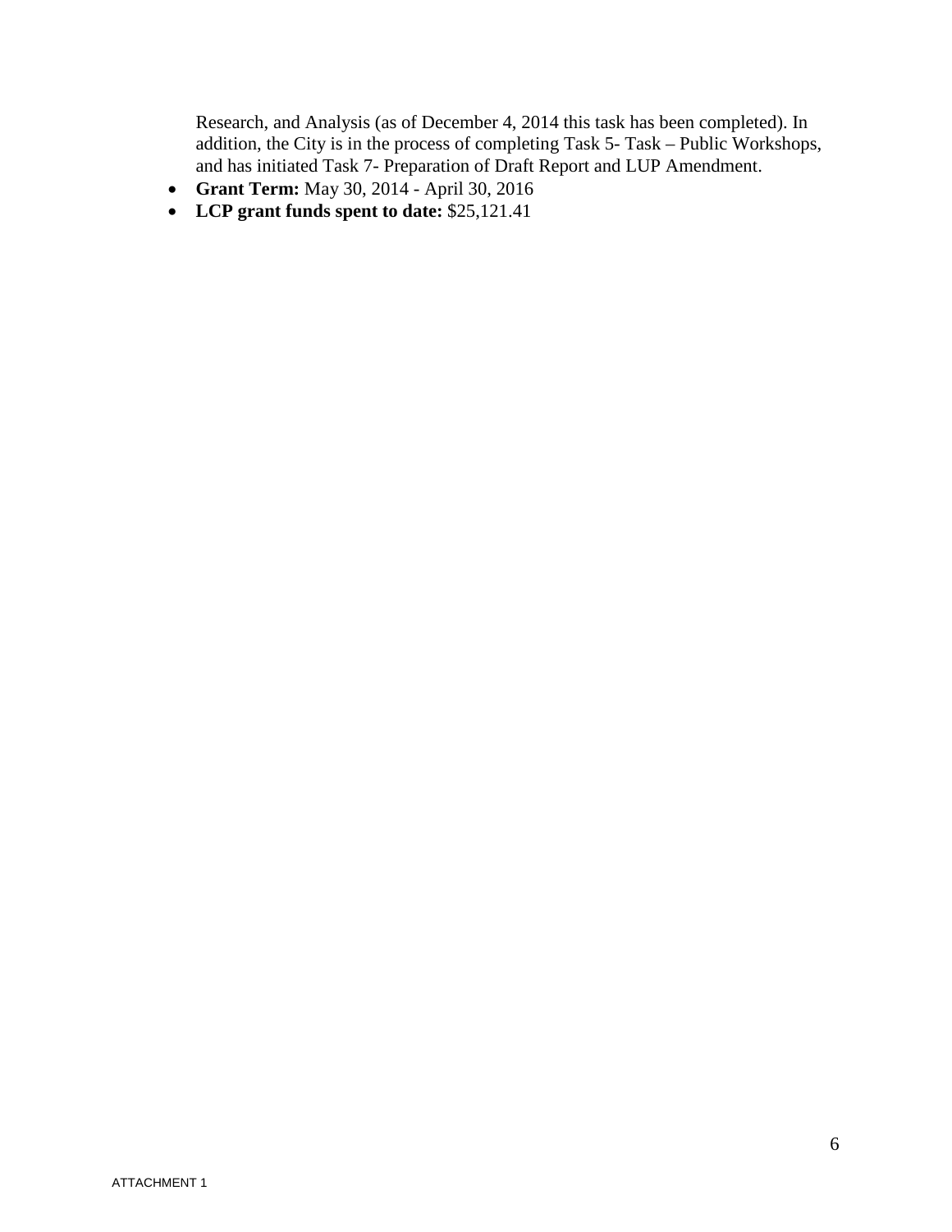Research, and Analysis (as of December 4, 2014 this task has been completed). In addition, the City is in the process of completing Task 5- Task – Public Workshops, and has initiated Task 7- Preparation of Draft Report and LUP Amendment.

- **Grant Term:** May 30, 2014 - April 30, 2016
- **LCP grant funds spent to date:** $25,121.41